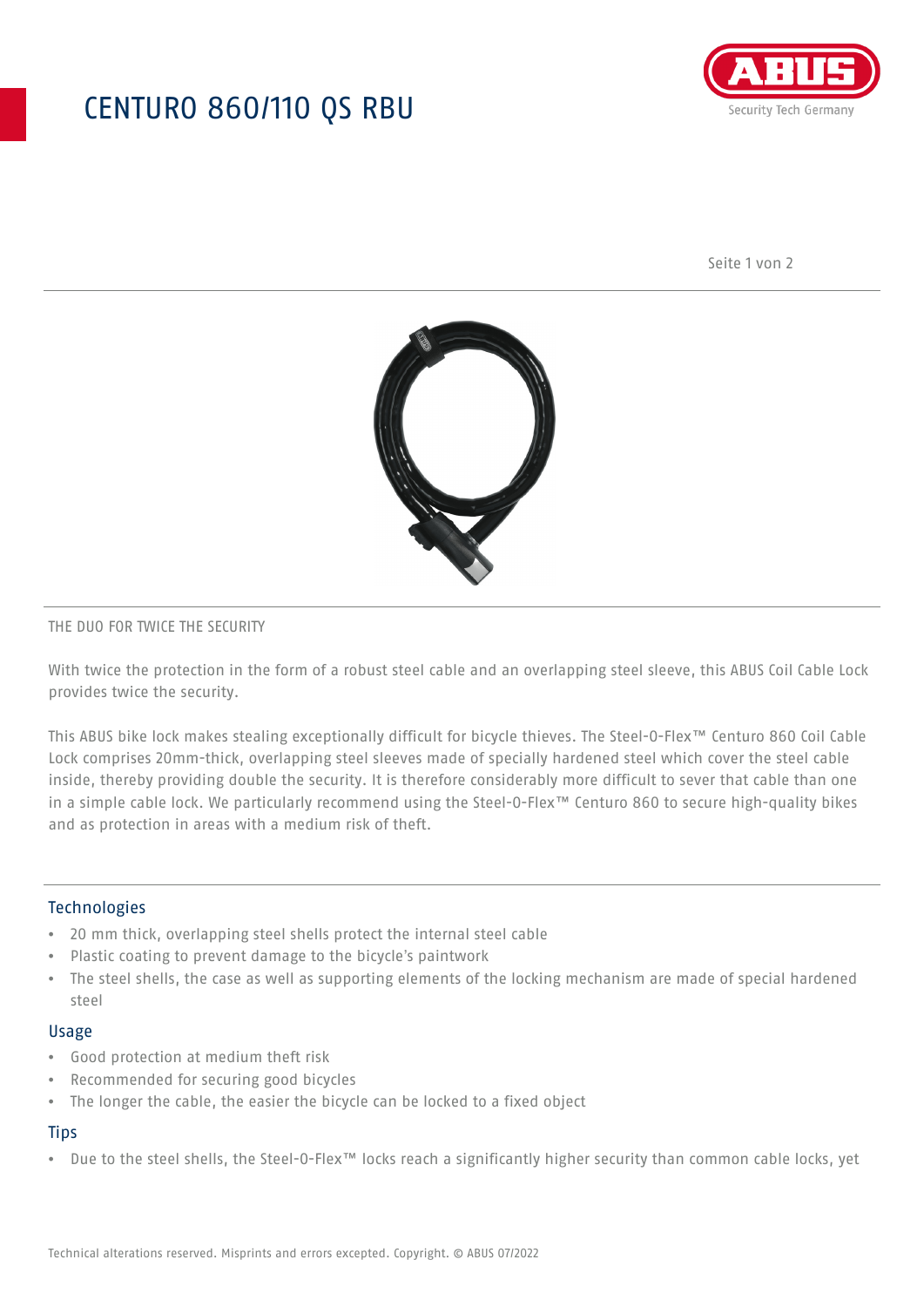# CENTURO 860/110 QS RBU

THE DUO FOR TWICE THE SECURITY

With twice the protection in the form of a robust steel cable and an overlapping steel sleeve, this ABUS Coil Cable Lock provides twice the security.

This ABUS bike lock makes stealing exceptionally difficult for bicycle thieves. The Steel-O-Flex™ Centuro 860 Coil Cable Lock comprises 20mm-thick, overlapping steel sleeves made of specially hardened steel which cover the steel cable inside, thereby providing double the security. It is therefore considerably more difficult to sever that cable than one in a simple cable lock. We particularly recommend using the Steel-O-Flex™ Centuro 860 to secure high-quality bikes and as protection in areas with a medium risk of theft.

## Technologies

- 20 mm thick, overlapping steel shells protect the internal steel cable
- Plastic coating to prevent damage to the bicycle's paintwork
- The steel shells, the case as well as supporting elements of the locking mechanism are made of special hardened steel

## Usage

- Good protection at medium theft risk
- Recommended for securing good bicycles
- The longer the cable, the easier the bicycle can be locked to a fixed object

## Tips

- Due to the steel shells, the Steel-O-Flex™ locks reach a significantly higher security than common cable locks, yet

Technical alterations reserved. Misprints and errors excepted. Copyright. © ABUS 07/2022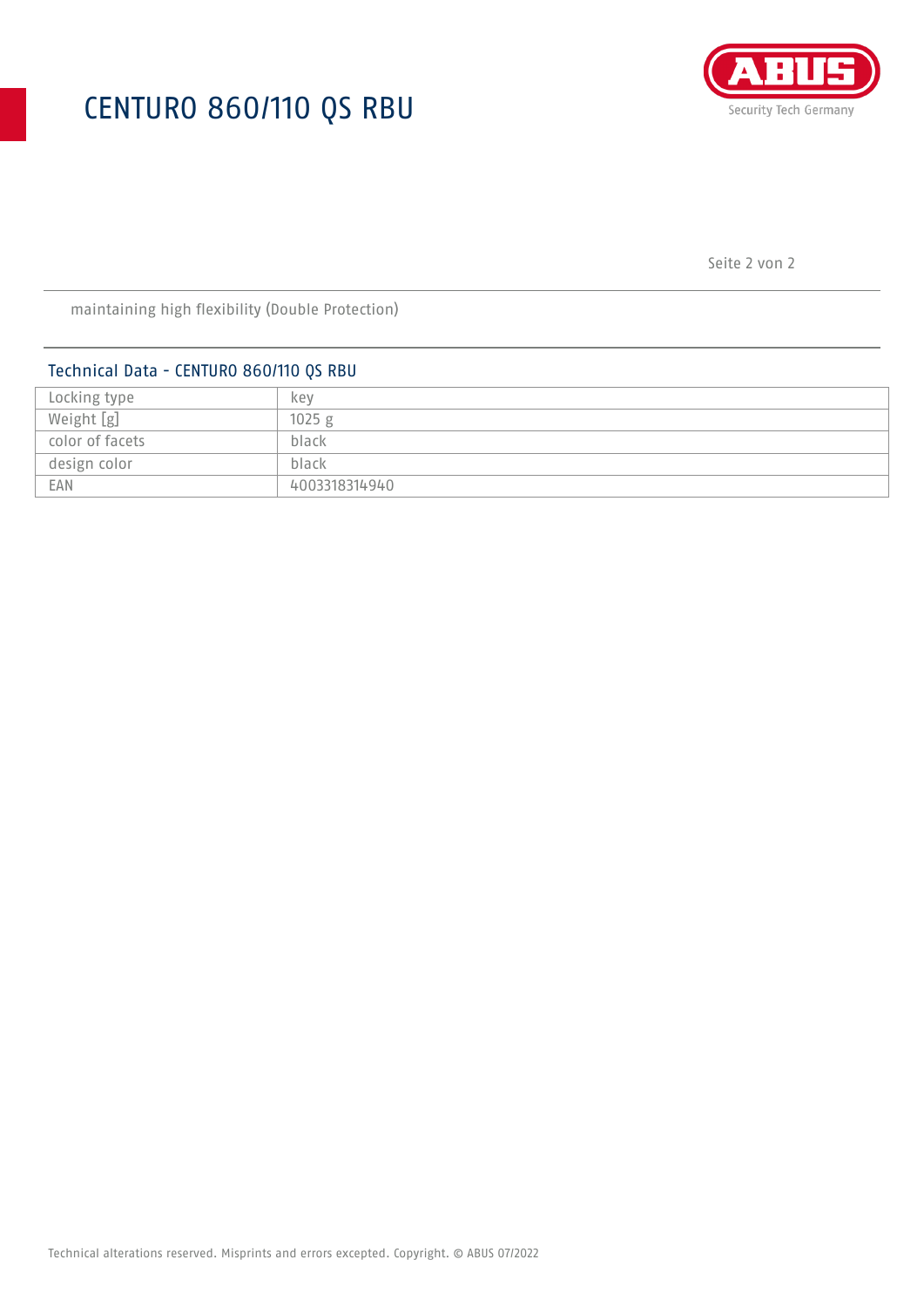maintaining high flexibility (Double Protection)

## Technical Data - CENTURO 860/110 QS RBU

| | |
|---|---|
| Locking type | key |
| Weight [g] | 1025 g |
| color of facets | black |
| design color | black |
| EAN | 4003318314940 |

Technical alterations reserved. Misprints and errors excepted. Copyright. © ABUS 07/2022